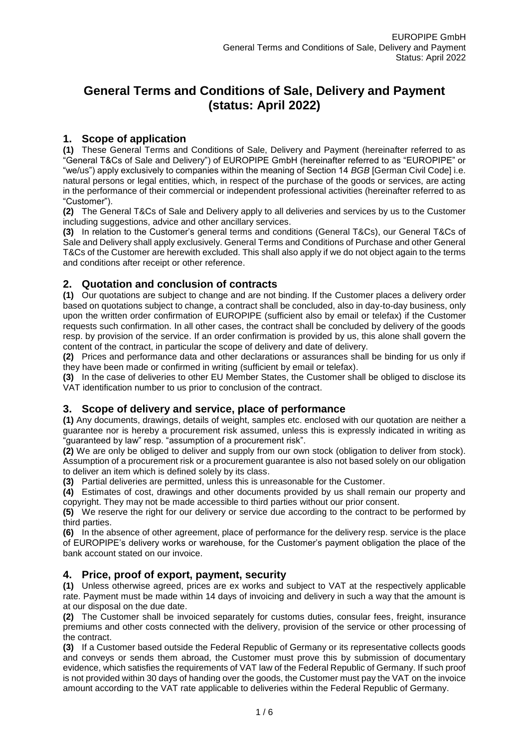# General Terms and Conditions of Sale, Delivery and Payment (status: April 2022)

## 1. Scope of application

**(1)** These General Terms and Conditions of Sale, Delivery and Payment (hereinafter referred to as "General T&Cs of Sale and Delivery") of EUROPIPE GmbH (hereinafter referred to as "EUROPIPE" or "we/us") apply exclusively to companies within the meaning of Section 14 *BGB* [German Civil Code] i.e. natural persons or legal entities, which, in respect of the purchase of the goods or services, are acting in the performance of their commercial or independent professional activities (hereinafter referred to as "Customer").

**(2)** The General T&Cs of Sale and Delivery apply to all deliveries and services by us to the Customer including suggestions, advice and other ancillary services.

**(3)** In relation to the Customer's general terms and conditions (General T&Cs), our General T&Cs of Sale and Delivery shall apply exclusively. General Terms and Conditions of Purchase and other General T&Cs of the Customer are herewith excluded. This shall also apply if we do not object again to the terms and conditions after receipt or other reference.

## 2. Quotation and conclusion of contracts

**(1)** Our quotations are subject to change and are not binding. If the Customer places a delivery order based on quotations subject to change, a contract shall be concluded, also in day-to-day business, only upon the written order confirmation of EUROPIPE (sufficient also by email or telefax) if the Customer requests such confirmation. In all other cases, the contract shall be concluded by delivery of the goods resp. by provision of the service. If an order confirmation is provided by us, this alone shall govern the content of the contract, in particular the scope of delivery and date of delivery.

**(2)** Prices and performance data and other declarations or assurances shall be binding for us only if they have been made or confirmed in writing (sufficient by email or telefax).

**(3)** In the case of deliveries to other EU Member States, the Customer shall be obliged to disclose its VAT identification number to us prior to conclusion of the contract.

## 3. Scope of delivery and service, place of performance

**(1)** Any documents, drawings, details of weight, samples etc. enclosed with our quotation are neither a guarantee nor is hereby a procurement risk assumed, unless this is expressly indicated in writing as "guaranteed by law" resp. "assumption of a procurement risk".

**(2)** We are only be obliged to deliver and supply from our own stock (obligation to deliver from stock). Assumption of a procurement risk or a procurement guarantee is also not based solely on our obligation to deliver an item which is defined solely by its class.

**(3)** Partial deliveries are permitted, unless this is unreasonable for the Customer.

**(4)** Estimates of cost, drawings and other documents provided by us shall remain our property and copyright. They may not be made accessible to third parties without our prior consent.

**(5)** We reserve the right for our delivery or service due according to the contract to be performed by third parties.

**(6)** In the absence of other agreement, place of performance for the delivery resp. service is the place of EUROPIPE's delivery works or warehouse, for the Customer's payment obligation the place of the bank account stated on our invoice.

## 4. Price, proof of export, payment, security

**(1)** Unless otherwise agreed, prices are ex works and subject to VAT at the respectively applicable rate. Payment must be made within 14 days of invoicing and delivery in such a way that the amount is at our disposal on the due date.

**(2)** The Customer shall be invoiced separately for customs duties, consular fees, freight, insurance premiums and other costs connected with the delivery, provision of the service or other processing of the contract.

**(3)** If a Customer based outside the Federal Republic of Germany or its representative collects goods and conveys or sends them abroad, the Customer must prove this by submission of documentary evidence, which satisfies the requirements of VAT law of the Federal Republic of Germany. If such proof is not provided within 30 days of handing over the goods, the Customer must pay the VAT on the invoice amount according to the VAT rate applicable to deliveries within the Federal Republic of Germany.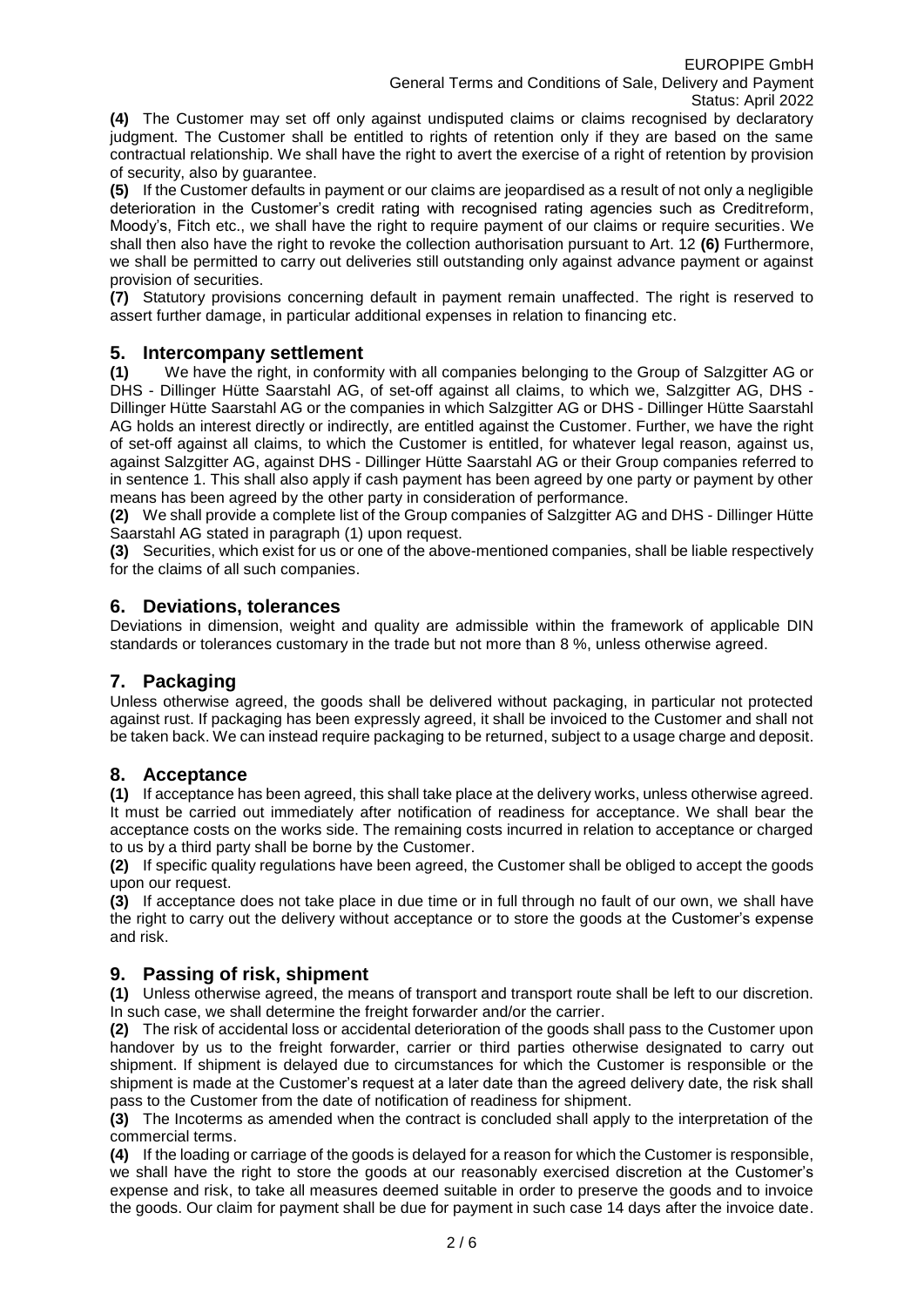**(4)** The Customer may set off only against undisputed claims or claims recognised by declaratory judgment. The Customer shall be entitled to rights of retention only if they are based on the same contractual relationship. We shall have the right to avert the exercise of a right of retention by provision of security, also by guarantee.

**(5)** If the Customer defaults in payment or our claims are jeopardised as a result of not only a negligible deterioration in the Customer's credit rating with recognised rating agencies such as Creditreform, Moody's, Fitch etc., we shall have the right to require payment of our claims or require securities. We shall then also have the right to revoke the collection authorisation pursuant to Art. 12 **(6)** Furthermore, we shall be permitted to carry out deliveries still outstanding only against advance payment or against provision of securities.

**(7)** Statutory provisions concerning default in payment remain unaffected. The right is reserved to assert further damage, in particular additional expenses in relation to financing etc.

## 5. Intercompany settlement

**(1)** We have the right, in conformity with all companies belonging to the Group of Salzgitter AG or DHS - Dillinger Hütte Saarstahl AG, of set-off against all claims, to which we, Salzgitter AG, DHS - Dillinger Hütte Saarstahl AG or the companies in which Salzgitter AG or DHS - Dillinger Hütte Saarstahl AG holds an interest directly or indirectly, are entitled against the Customer. Further, we have the right of set-off against all claims, to which the Customer is entitled, for whatever legal reason, against us, against Salzgitter AG, against DHS - Dillinger Hütte Saarstahl AG or their Group companies referred to in sentence 1. This shall also apply if cash payment has been agreed by one party or payment by other means has been agreed by the other party in consideration of performance.

**(2)** We shall provide a complete list of the Group companies of Salzgitter AG and DHS - Dillinger Hütte Saarstahl AG stated in paragraph (1) upon request.

**(3)** Securities, which exist for us or one of the above-mentioned companies, shall be liable respectively for the claims of all such companies.

## 6. Deviations, tolerances

Deviations in dimension, weight and quality are admissible within the framework of applicable DIN standards or tolerances customary in the trade but not more than 8 %, unless otherwise agreed.

## 7. Packaging

Unless otherwise agreed, the goods shall be delivered without packaging, in particular not protected against rust. If packaging has been expressly agreed, it shall be invoiced to the Customer and shall not be taken back. We can instead require packaging to be returned, subject to a usage charge and deposit.

## 8. Acceptance

**(1)** If acceptance has been agreed, this shall take place at the delivery works, unless otherwise agreed. It must be carried out immediately after notification of readiness for acceptance. We shall bear the acceptance costs on the works side. The remaining costs incurred in relation to acceptance or charged to us by a third party shall be borne by the Customer.

**(2)** If specific quality regulations have been agreed, the Customer shall be obliged to accept the goods upon our request.

**(3)** If acceptance does not take place in due time or in full through no fault of our own, we shall have the right to carry out the delivery without acceptance or to store the goods at the Customer's expense and risk.

## 9. Passing of risk, shipment

**(1)** Unless otherwise agreed, the means of transport and transport route shall be left to our discretion. In such case, we shall determine the freight forwarder and/or the carrier.

**(2)** The risk of accidental loss or accidental deterioration of the goods shall pass to the Customer upon handover by us to the freight forwarder, carrier or third parties otherwise designated to carry out shipment. If shipment is delayed due to circumstances for which the Customer is responsible or the shipment is made at the Customer's request at a later date than the agreed delivery date, the risk shall pass to the Customer from the date of notification of readiness for shipment.

**(3)** The Incoterms as amended when the contract is concluded shall apply to the interpretation of the commercial terms.

**(4)** If the loading or carriage of the goods is delayed for a reason for which the Customer is responsible, we shall have the right to store the goods at our reasonably exercised discretion at the Customer's expense and risk, to take all measures deemed suitable in order to preserve the goods and to invoice the goods. Our claim for payment shall be due for payment in such case 14 days after the invoice date.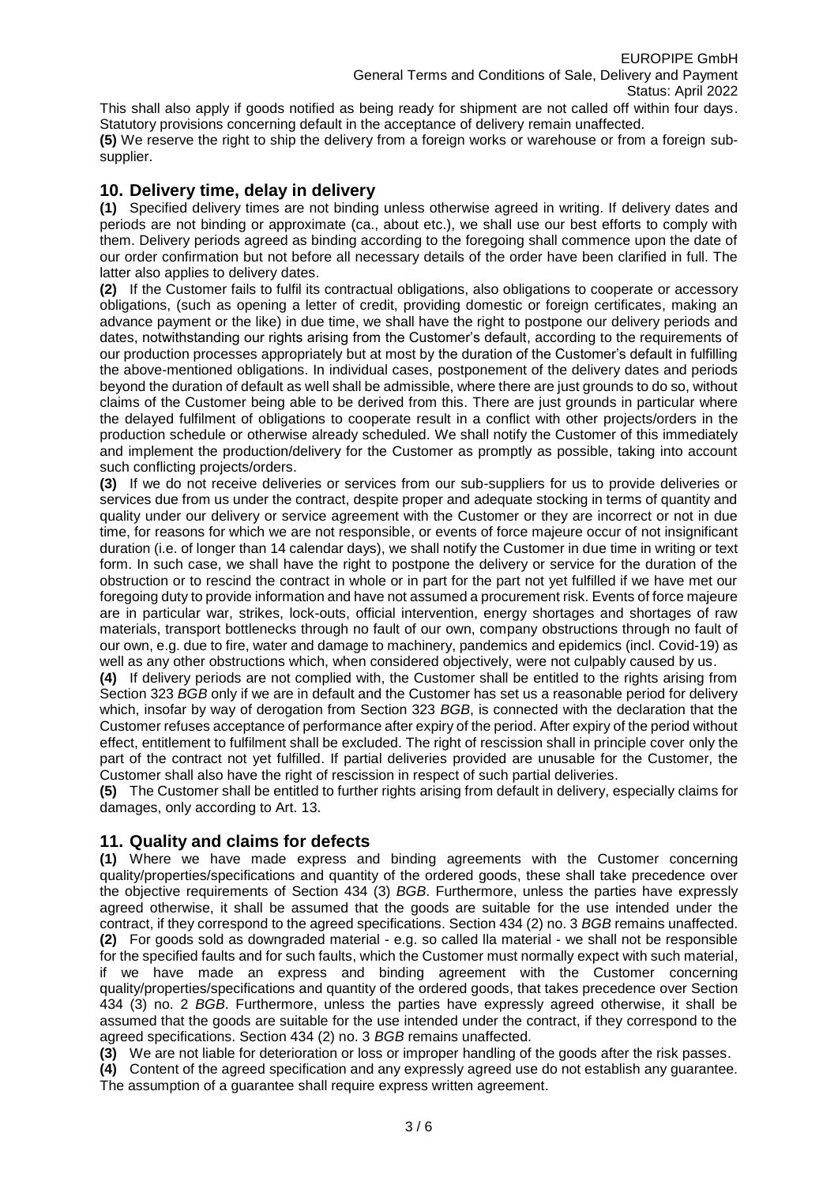This shall also apply if goods notified as being ready for shipment are not called off within four days. Statutory provisions concerning default in the acceptance of delivery remain unaffected.

**(5)** We reserve the right to ship the delivery from a foreign works or warehouse or from a foreign sub-supplier.

## 10. Delivery time, delay in delivery

**(1)** Specified delivery times are not binding unless otherwise agreed in writing. If delivery dates and periods are not binding or approximate (ca., about etc.), we shall use our best efforts to comply with them. Delivery periods agreed as binding according to the foregoing shall commence upon the date of our order confirmation but not before all necessary details of the order have been clarified in full. The latter also applies to delivery dates.

**(2)** If the Customer fails to fulfil its contractual obligations, also obligations to cooperate or accessory obligations, (such as opening a letter of credit, providing domestic or foreign certificates, making an advance payment or the like) in due time, we shall have the right to postpone our delivery periods and dates, notwithstanding our rights arising from the Customer's default, according to the requirements of our production processes appropriately but at most by the duration of the Customer's default in fulfilling the above-mentioned obligations. In individual cases, postponement of the delivery dates and periods beyond the duration of default as well shall be admissible, where there are just grounds to do so, without claims of the Customer being able to be derived from this. There are just grounds in particular where the delayed fulfilment of obligations to cooperate result in a conflict with other projects/orders in the production schedule or otherwise already scheduled. We shall notify the Customer of this immediately and implement the production/delivery for the Customer as promptly as possible, taking into account such conflicting projects/orders.

**(3)** If we do not receive deliveries or services from our sub-suppliers for us to provide deliveries or services due from us under the contract, despite proper and adequate stocking in terms of quantity and quality under our delivery or service agreement with the Customer or they are incorrect or not in due time, for reasons for which we are not responsible, or events of force majeure occur of not insignificant duration (i.e. of longer than 14 calendar days), we shall notify the Customer in due time in writing or text form. In such case, we shall have the right to postpone the delivery or service for the duration of the obstruction or to rescind the contract in whole or in part for the part not yet fulfilled if we have met our foregoing duty to provide information and have not assumed a procurement risk. Events of force majeure are in particular war, strikes, lock-outs, official intervention, energy shortages and shortages of raw materials, transport bottlenecks through no fault of our own, company obstructions through no fault of our own, e.g. due to fire, water and damage to machinery, pandemics and epidemics (incl. Covid-19) as well as any other obstructions which, when considered objectively, were not culpably caused by us.

**(4)** If delivery periods are not complied with, the Customer shall be entitled to the rights arising from Section 323 *BGB* only if we are in default and the Customer has set us a reasonable period for delivery which, insofar by way of derogation from Section 323 *BGB*, is connected with the declaration that the Customer refuses acceptance of performance after expiry of the period. After expiry of the period without effect, entitlement to fulfilment shall be excluded. The right of rescission shall in principle cover only the part of the contract not yet fulfilled. If partial deliveries provided are unusable for the Customer, the Customer shall also have the right of rescission in respect of such partial deliveries.

**(5)** The Customer shall be entitled to further rights arising from default in delivery, especially claims for damages, only according to Art. 13.

## 11. Quality and claims for defects

**(1)** Where we have made express and binding agreements with the Customer concerning quality/properties/specifications and quantity of the ordered goods, these shall take precedence over the objective requirements of Section 434 (3) *BGB*. Furthermore, unless the parties have expressly agreed otherwise, it shall be assumed that the goods are suitable for the use intended under the contract, if they correspond to the agreed specifications. Section 434 (2) no. 3 *BGB* remains unaffected.

**(2)** For goods sold as downgraded material - e.g. so called IIa material - we shall not be responsible for the specified faults and for such faults, which the Customer must normally expect with such material, if we have made an express and binding agreement with the Customer concerning quality/properties/specifications and quantity of the ordered goods, that takes precedence over Section 434 (3) no. 2 *BGB*. Furthermore, unless the parties have expressly agreed otherwise, it shall be assumed that the goods are suitable for the use intended under the contract, if they correspond to the agreed specifications. Section 434 (2) no. 3 *BGB* remains unaffected.

**(3)** We are not liable for deterioration or loss or improper handling of the goods after the risk passes.

**(4)** Content of the agreed specification and any expressly agreed use do not establish any guarantee. The assumption of a guarantee shall require express written agreement.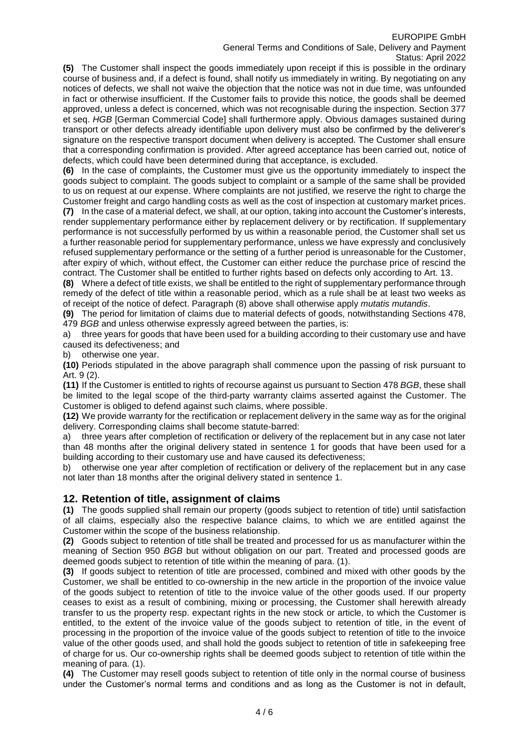**(5)** The Customer shall inspect the goods immediately upon receipt if this is possible in the ordinary course of business and, if a defect is found, shall notify us immediately in writing. By negotiating on any notices of defects, we shall not waive the objection that the notice was not in due time, was unfounded in fact or otherwise insufficient. If the Customer fails to provide this notice, the goods shall be deemed approved, unless a defect is concerned, which was not recognisable during the inspection. Section 377 et seq. *HGB* [German Commercial Code] shall furthermore apply. Obvious damages sustained during transport or other defects already identifiable upon delivery must also be confirmed by the deliverer's signature on the respective transport document when delivery is accepted. The Customer shall ensure that a corresponding confirmation is provided. After agreed acceptance has been carried out, notice of defects, which could have been determined during that acceptance, is excluded.

**(6)** In the case of complaints, the Customer must give us the opportunity immediately to inspect the goods subject to complaint. The goods subject to complaint or a sample of the same shall be provided to us on request at our expense. Where complaints are not justified, we reserve the right to charge the Customer freight and cargo handling costs as well as the cost of inspection at customary market prices.

**(7)** In the case of a material defect, we shall, at our option, taking into account the Customer's interests, render supplementary performance either by replacement delivery or by rectification. If supplementary performance is not successfully performed by us within a reasonable period, the Customer shall set us a further reasonable period for supplementary performance, unless we have expressly and conclusively refused supplementary performance or the setting of a further period is unreasonable for the Customer, after expiry of which, without effect, the Customer can either reduce the purchase price of rescind the contract. The Customer shall be entitled to further rights based on defects only according to Art. 13.

**(8)** Where a defect of title exists, we shall be entitled to the right of supplementary performance through remedy of the defect of title within a reasonable period, which as a rule shall be at least two weeks as of receipt of the notice of defect. Paragraph (8) above shall otherwise apply *mutatis mutandis*.

**(9)** The period for limitation of claims due to material defects of goods, notwithstanding Sections 478, 479 *BGB* and unless otherwise expressly agreed between the parties, is:

a) three years for goods that have been used for a building according to their customary use and have caused its defectiveness; and

b) otherwise one year.

**(10)** Periods stipulated in the above paragraph shall commence upon the passing of risk pursuant to Art. 9 (2).

**(11)** If the Customer is entitled to rights of recourse against us pursuant to Section 478 *BGB*, these shall be limited to the legal scope of the third-party warranty claims asserted against the Customer. The Customer is obliged to defend against such claims, where possible.

**(12)** We provide warranty for the rectification or replacement delivery in the same way as for the original delivery. Corresponding claims shall become statute-barred:

a) three years after completion of rectification or delivery of the replacement but in any case not later than 48 months after the original delivery stated in sentence 1 for goods that have been used for a building according to their customary use and have caused its defectiveness;

b) otherwise one year after completion of rectification or delivery of the replacement but in any case not later than 18 months after the original delivery stated in sentence 1.

## 12. Retention of title, assignment of claims

**(1)** The goods supplied shall remain our property (goods subject to retention of title) until satisfaction of all claims, especially also the respective balance claims, to which we are entitled against the Customer within the scope of the business relationship.

**(2)** Goods subject to retention of title shall be treated and processed for us as manufacturer within the meaning of Section 950 *BGB* but without obligation on our part. Treated and processed goods are deemed goods subject to retention of title within the meaning of para. (1).

**(3)** If goods subject to retention of title are processed, combined and mixed with other goods by the Customer, we shall be entitled to co-ownership in the new article in the proportion of the invoice value of the goods subject to retention of title to the invoice value of the other goods used. If our property ceases to exist as a result of combining, mixing or processing, the Customer shall herewith already transfer to us the property resp. expectant rights in the new stock or article, to which the Customer is entitled, to the extent of the invoice value of the goods subject to retention of title, in the event of processing in the proportion of the invoice value of the goods subject to retention of title to the invoice value of the other goods used, and shall hold the goods subject to retention of title in safekeeping free of charge for us. Our co-ownership rights shall be deemed goods subject to retention of title within the meaning of para. (1).

**(4)** The Customer may resell goods subject to retention of title only in the normal course of business under the Customer's normal terms and conditions and as long as the Customer is not in default,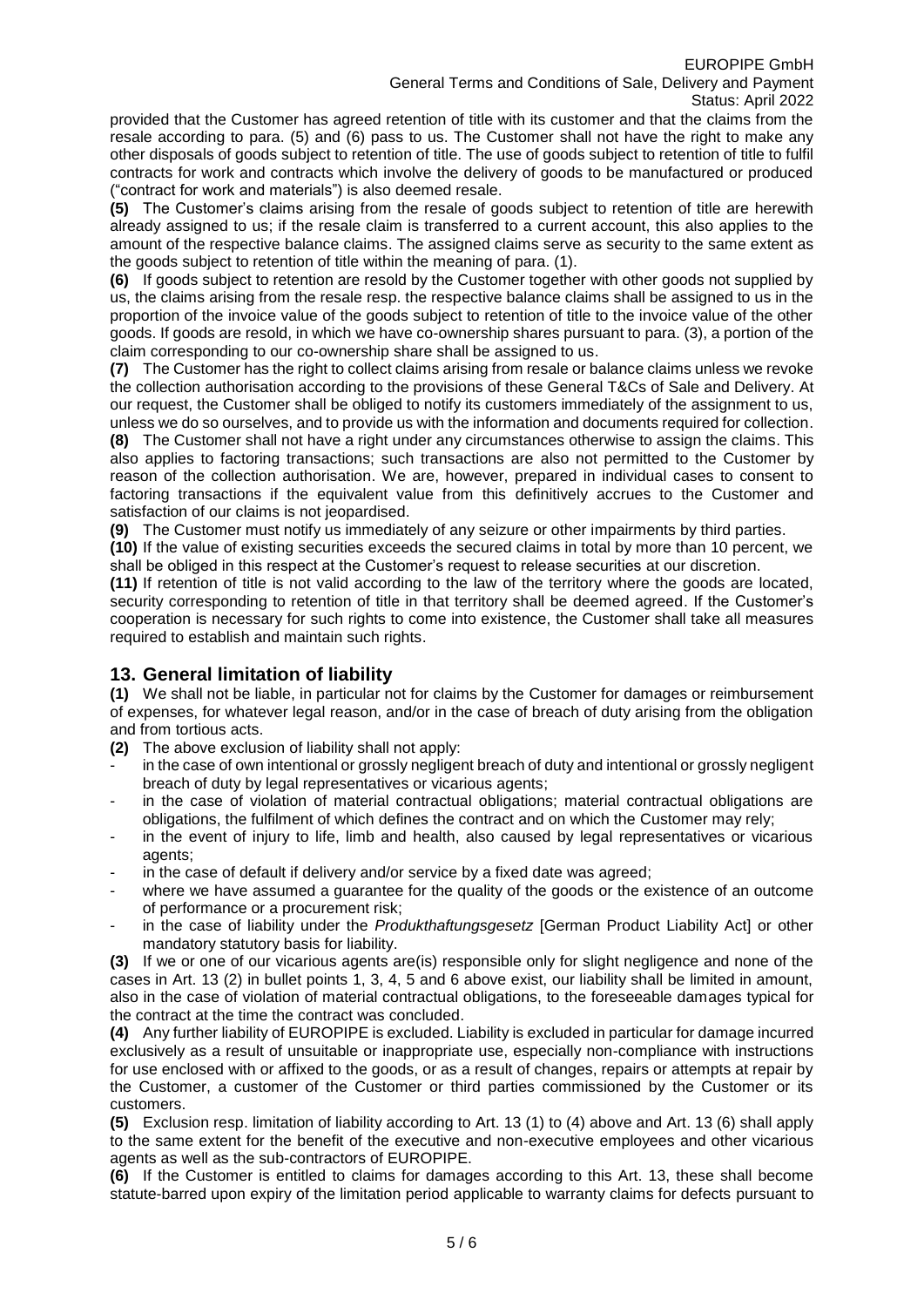provided that the Customer has agreed retention of title with its customer and that the claims from the resale according to para. (5) and (6) pass to us. The Customer shall not have the right to make any other disposals of goods subject to retention of title. The use of goods subject to retention of title to fulfil contracts for work and contracts which involve the delivery of goods to be manufactured or produced ("contract for work and materials") is also deemed resale.

**(5)** The Customer's claims arising from the resale of goods subject to retention of title are herewith already assigned to us; if the resale claim is transferred to a current account, this also applies to the amount of the respective balance claims. The assigned claims serve as security to the same extent as the goods subject to retention of title within the meaning of para. (1).

**(6)** If goods subject to retention are resold by the Customer together with other goods not supplied by us, the claims arising from the resale resp. the respective balance claims shall be assigned to us in the proportion of the invoice value of the goods subject to retention of title to the invoice value of the other goods. If goods are resold, in which we have co-ownership shares pursuant to para. (3), a portion of the claim corresponding to our co-ownership share shall be assigned to us.

**(7)** The Customer has the right to collect claims arising from resale or balance claims unless we revoke the collection authorisation according to the provisions of these General T&Cs of Sale and Delivery. At our request, the Customer shall be obliged to notify its customers immediately of the assignment to us, unless we do so ourselves, and to provide us with the information and documents required for collection.

**(8)** The Customer shall not have a right under any circumstances otherwise to assign the claims. This also applies to factoring transactions; such transactions are also not permitted to the Customer by reason of the collection authorisation. We are, however, prepared in individual cases to consent to factoring transactions if the equivalent value from this definitively accrues to the Customer and satisfaction of our claims is not jeopardised.

**(9)** The Customer must notify us immediately of any seizure or other impairments by third parties.

**(10)** If the value of existing securities exceeds the secured claims in total by more than 10 percent, we shall be obliged in this respect at the Customer's request to release securities at our discretion.

**(11)** If retention of title is not valid according to the law of the territory where the goods are located, security corresponding to retention of title in that territory shall be deemed agreed. If the Customer's cooperation is necessary for such rights to come into existence, the Customer shall take all measures required to establish and maintain such rights.

## 13. General limitation of liability

**(1)** We shall not be liable, in particular not for claims by the Customer for damages or reimbursement of expenses, for whatever legal reason, and/or in the case of breach of duty arising from the obligation and from tortious acts.

**(2)** The above exclusion of liability shall not apply:

- in the case of own intentional or grossly negligent breach of duty and intentional or grossly negligent breach of duty by legal representatives or vicarious agents;
- in the case of violation of material contractual obligations; material contractual obligations are obligations, the fulfilment of which defines the contract and on which the Customer may rely;
- in the event of injury to life, limb and health, also caused by legal representatives or vicarious agents;
- in the case of default if delivery and/or service by a fixed date was agreed;
- where we have assumed a guarantee for the quality of the goods or the existence of an outcome of performance or a procurement risk;
- in the case of liability under the *Produkthaftungsgesetz* [German Product Liability Act] or other mandatory statutory basis for liability.

**(3)** If we or one of our vicarious agents are(is) responsible only for slight negligence and none of the cases in Art. 13 (2) in bullet points 1, 3, 4, 5 and 6 above exist, our liability shall be limited in amount, also in the case of violation of material contractual obligations, to the foreseeable damages typical for the contract at the time the contract was concluded.

**(4)** Any further liability of EUROPIPE is excluded. Liability is excluded in particular for damage incurred exclusively as a result of unsuitable or inappropriate use, especially non-compliance with instructions for use enclosed with or affixed to the goods, or as a result of changes, repairs or attempts at repair by the Customer, a customer of the Customer or third parties commissioned by the Customer or its customers.

**(5)** Exclusion resp. limitation of liability according to Art. 13 (1) to (4) above and Art. 13 (6) shall apply to the same extent for the benefit of the executive and non-executive employees and other vicarious agents as well as the sub-contractors of EUROPIPE.

**(6)** If the Customer is entitled to claims for damages according to this Art. 13, these shall become statute-barred upon expiry of the limitation period applicable to warranty claims for defects pursuant to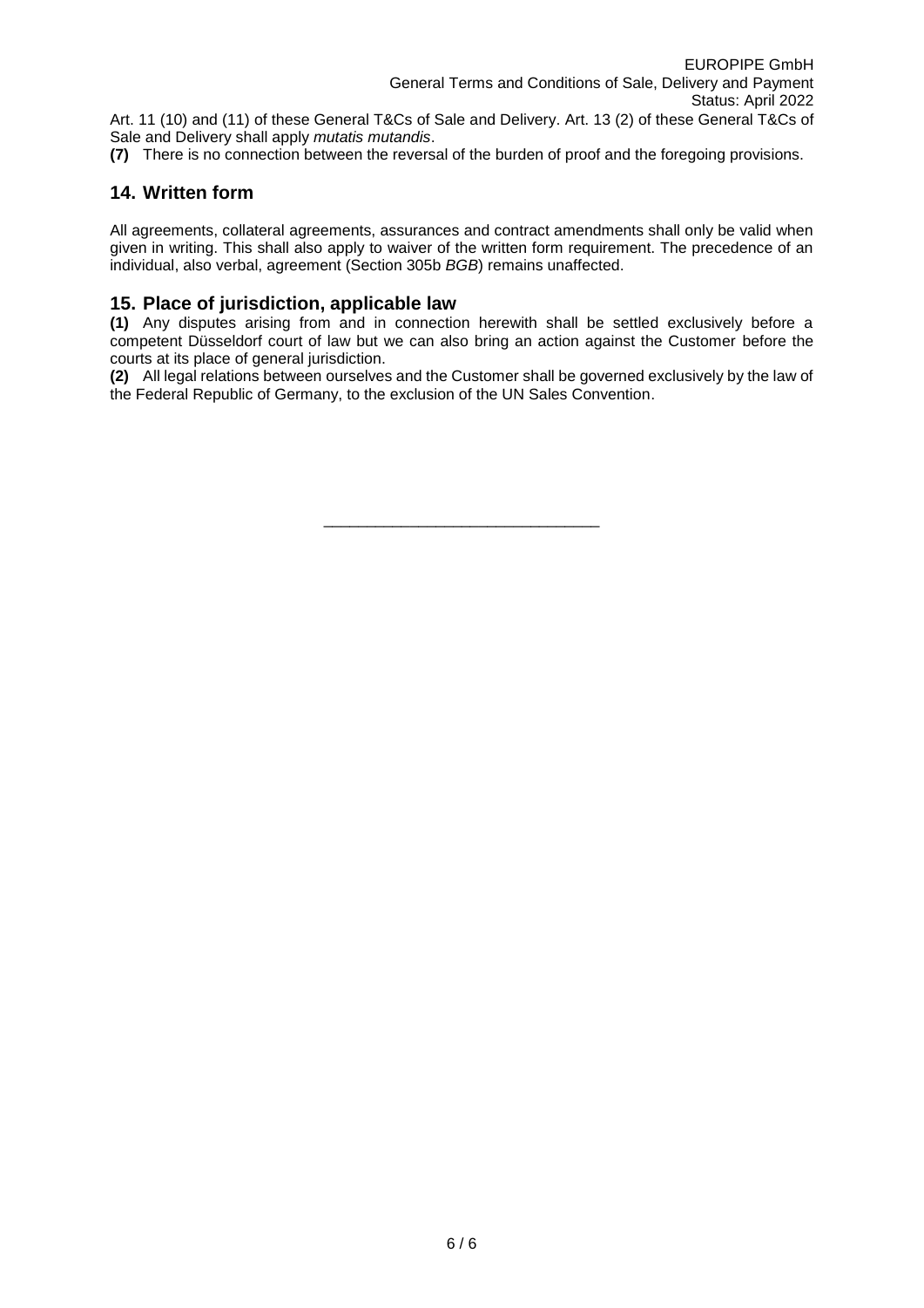Art. 11 (10) and (11) of these General T&Cs of Sale and Delivery. Art. 13 (2) of these General T&Cs of Sale and Delivery shall apply *mutatis mutandis*.

**(7)** There is no connection between the reversal of the burden of proof and the foregoing provisions.

## 14. Written form

All agreements, collateral agreements, assurances and contract amendments shall only be valid when given in writing. This shall also apply to waiver of the written form requirement. The precedence of an individual, also verbal, agreement (Section 305b *BGB*) remains unaffected.

## 15. Place of jurisdiction, applicable law

**(1)** Any disputes arising from and in connection herewith shall be settled exclusively before a competent Düsseldorf court of law but we can also bring an action against the Customer before the courts at its place of general jurisdiction.

**(2)** All legal relations between ourselves and the Customer shall be governed exclusively by the law of the Federal Republic of Germany, to the exclusion of the UN Sales Convention.

---